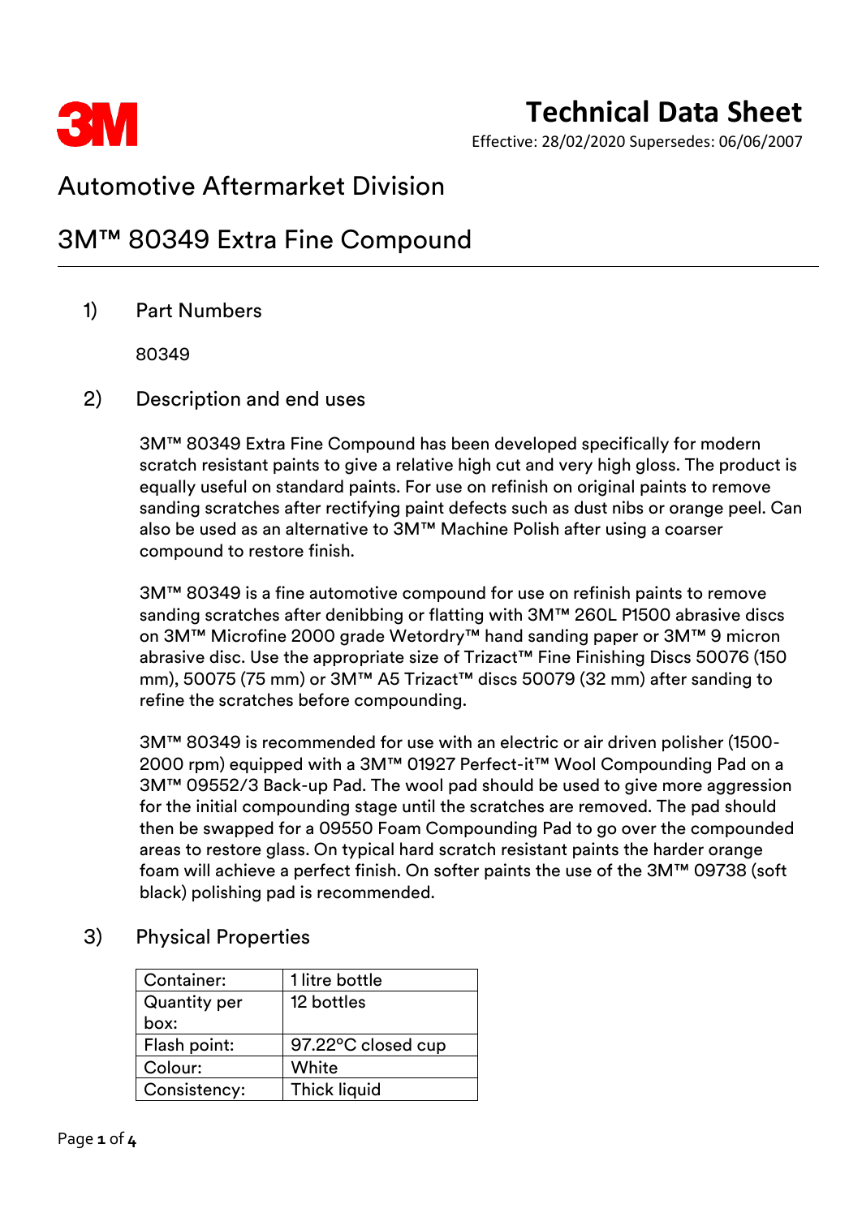# Technical Data Sheet

Effective: 28/02/2020 Supersedes: 06/06/2007

## Automotive Aftermarket Division

## 3M™ 80349 Extra Fine Compound

### 1) Part Numbers

80349

### 2) Description and end uses

3M™ 80349 Extra Fine Compound has been developed specifically for modern scratch resistant paints to give a relative high cut and very high gloss. The product is equally useful on standard paints. For use on refinish on original paints to remove sanding scratches after rectifying paint defects such as dust nibs or orange peel. Can also be used as an alternative to 3M™ Machine Polish after using a coarser compound to restore finish.

3M™ 80349 is a fine automotive compound for use on refinish paints to remove sanding scratches after denibbing or flatting with 3M™ 260L P1500 abrasive discs on 3M™ Microfine 2000 grade Wetordry™ hand sanding paper or 3M™ 9 micron abrasive disc. Use the appropriate size of Trizact™ Fine Finishing Discs 50076 (150 mm), 50075 (75 mm) or 3M™ A5 Trizact™ discs 50079 (32 mm) after sanding to refine the scratches before compounding.

3M™ 80349 is recommended for use with an electric or air driven polisher (1500-2000 rpm) equipped with a 3M™ 01927 Perfect-it™ Wool Compounding Pad on a 3M™ 09552/3 Back-up Pad. The wool pad should be used to give more aggression for the initial compounding stage until the scratches are removed. The pad should then be swapped for a 09550 Foam Compounding Pad to go over the compounded areas to restore glass. On typical hard scratch resistant paints the harder orange foam will achieve a perfect finish. On softer paints the use of the 3M™ 09738 (soft black) polishing pad is recommended.

### 3) Physical Properties

| | |
|---|---|
| Container: | 1 litre bottle |
| Quantity per box: | 12 bottles |
| Flash point: | 97.22°C closed cup |
| Colour: | White |
| Consistency: | Thick liquid |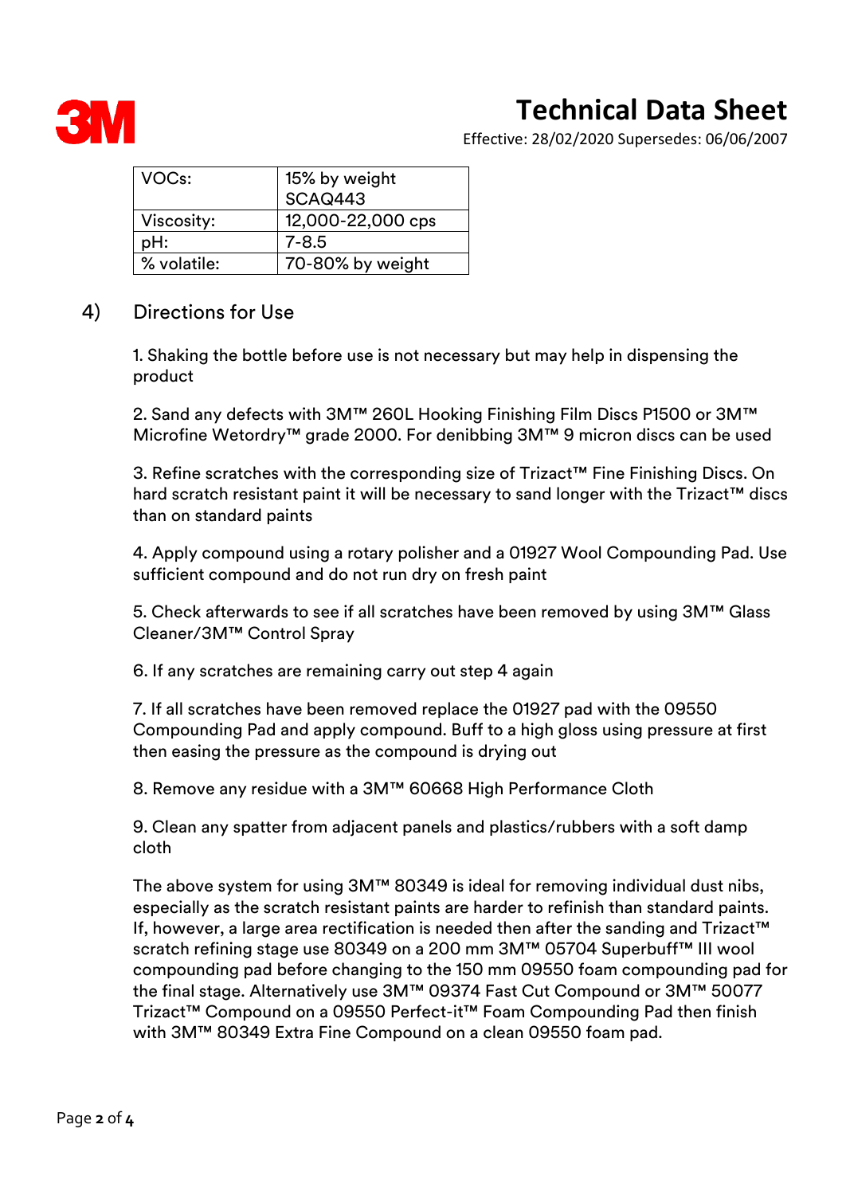| VOCs: | 15% by weight SCAQ443 |
| --- | --- |
| Viscosity: | 12,000-22,000 cps |
| pH: | 7-8.5 |
| % volatile: | 70-80% by weight |

## 4) Directions for Use

1. Shaking the bottle before use is not necessary but may help in dispensing the product

2. Sand any defects with 3M™ 260L Hooking Finishing Film Discs P1500 or 3M™ Microfine Wetordry™ grade 2000. For denibbing 3M™ 9 micron discs can be used

3. Refine scratches with the corresponding size of Trizact™ Fine Finishing Discs. On hard scratch resistant paint it will be necessary to sand longer with the Trizact™ discs than on standard paints

4. Apply compound using a rotary polisher and a 01927 Wool Compounding Pad. Use sufficient compound and do not run dry on fresh paint

5. Check afterwards to see if all scratches have been removed by using 3M™ Glass Cleaner/3M™ Control Spray

6. If any scratches are remaining carry out step 4 again

7. If all scratches have been removed replace the 01927 pad with the 09550 Compounding Pad and apply compound. Buff to a high gloss using pressure at first then easing the pressure as the compound is drying out

8. Remove any residue with a 3M™ 60668 High Performance Cloth

9. Clean any spatter from adjacent panels and plastics/rubbers with a soft damp cloth

The above system for using 3M™ 80349 is ideal for removing individual dust nibs, especially as the scratch resistant paints are harder to refinish than standard paints. If, however, a large area rectification is needed then after the sanding and Trizact™ scratch refining stage use 80349 on a 200 mm 3M™ 05704 Superbuff™ III wool compounding pad before changing to the 150 mm 09550 foam compounding pad for the final stage. Alternatively use 3M™ 09374 Fast Cut Compound or 3M™ 50077 Trizact™ Compound on a 09550 Perfect-it™ Foam Compounding Pad then finish with 3M™ 80349 Extra Fine Compound on a clean 09550 foam pad.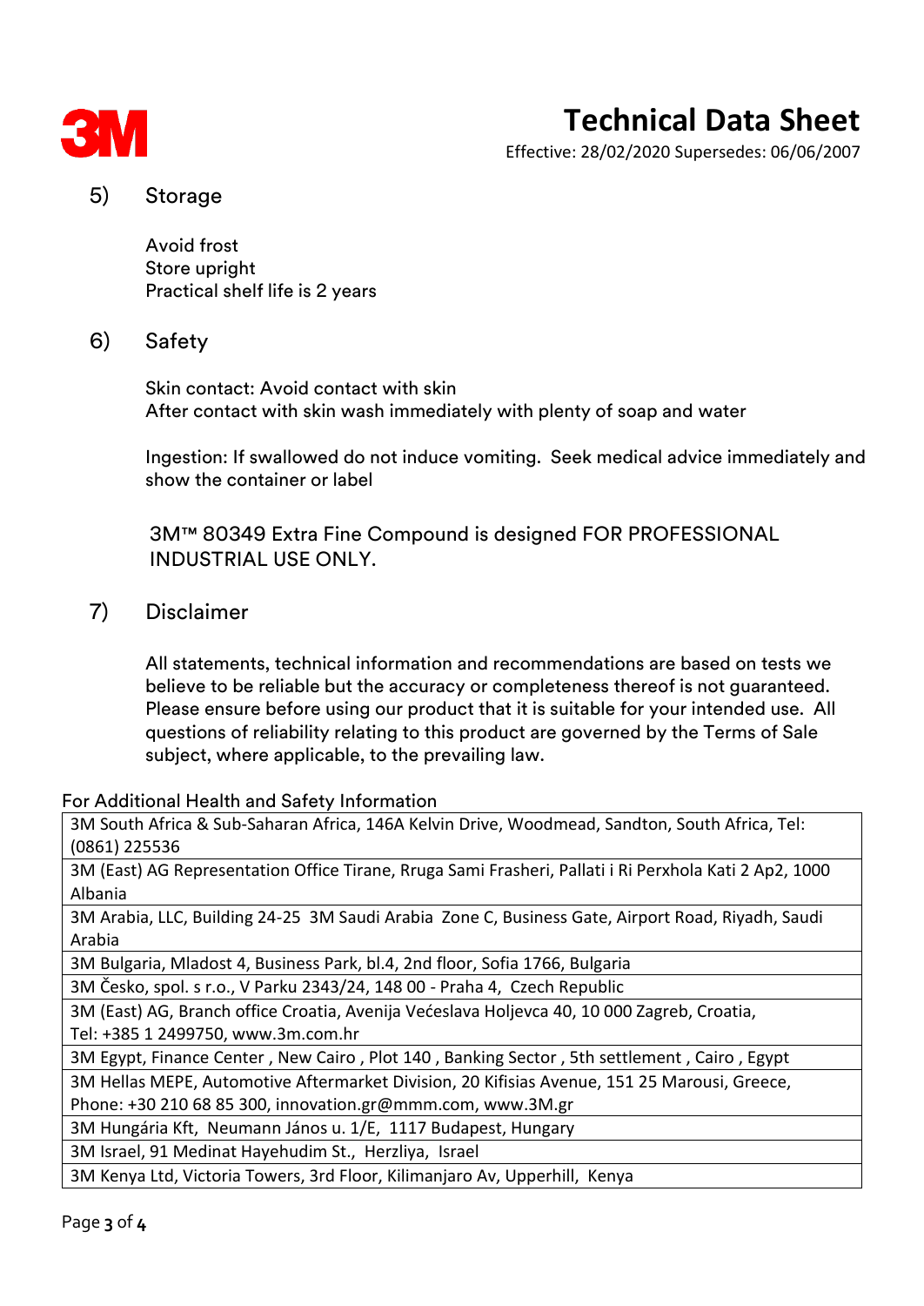## 5) Storage

Avoid frost
Store upright
Practical shelf life is 2 years

## 6) Safety

Skin contact: Avoid contact with skin
After contact with skin wash immediately with plenty of soap and water

Ingestion: If swallowed do not induce vomiting. Seek medical advice immediately and show the container or label

3M™ 80349 Extra Fine Compound is designed FOR PROFESSIONAL INDUSTRIAL USE ONLY.

## 7) Disclaimer

All statements, technical information and recommendations are based on tests we believe to be reliable but the accuracy or completeness thereof is not guaranteed. Please ensure before using our product that it is suitable for your intended use. All questions of reliability relating to this product are governed by the Terms of Sale subject, where applicable, to the prevailing law.

For Additional Health and Safety Information

| |
|---|
| 3M South Africa & Sub-Saharan Africa, 146A Kelvin Drive, Woodmead, Sandton, South Africa, Tel: (0861) 225536 |
| 3M (East) AG Representation Office Tirane, Rruga Sami Frasheri, Pallati i Ri Perxhola Kati 2 Ap2, 1000 Albania |
| 3M Arabia, LLC, Building 24-25 3M Saudi Arabia Zone C, Business Gate, Airport Road, Riyadh, Saudi Arabia |
| 3M Bulgaria, Mladost 4, Business Park, bl.4, 2nd floor, Sofia 1766, Bulgaria |
| 3M Česko, spol. s r.o., V Parku 2343/24, 148 00 - Praha 4, Czech Republic |
| 3M (East) AG, Branch office Croatia, Avenija Većeslava Holjevca 40, 10 000 Zagreb, Croatia, Tel: +385 1 2499750, www.3m.com.hr |
| 3M Egypt, Finance Center , New Cairo , Plot 140 , Banking Sector , 5th settlement , Cairo , Egypt |
| 3M Hellas MEPE, Automotive Aftermarket Division, 20 Kifisias Avenue, 151 25 Marousi, Greece, Phone: +30 210 68 85 300, innovation.gr@mmm.com, www.3M.gr |
| 3M Hungária Kft, Neumann János u. 1/E, 1117 Budapest, Hungary |
| 3M Israel, 91 Medinat Hayehudim St., Herzliya, Israel |
| 3M Kenya Ltd, Victoria Towers, 3rd Floor, Kilimanjaro Av, Upperhill, Kenya |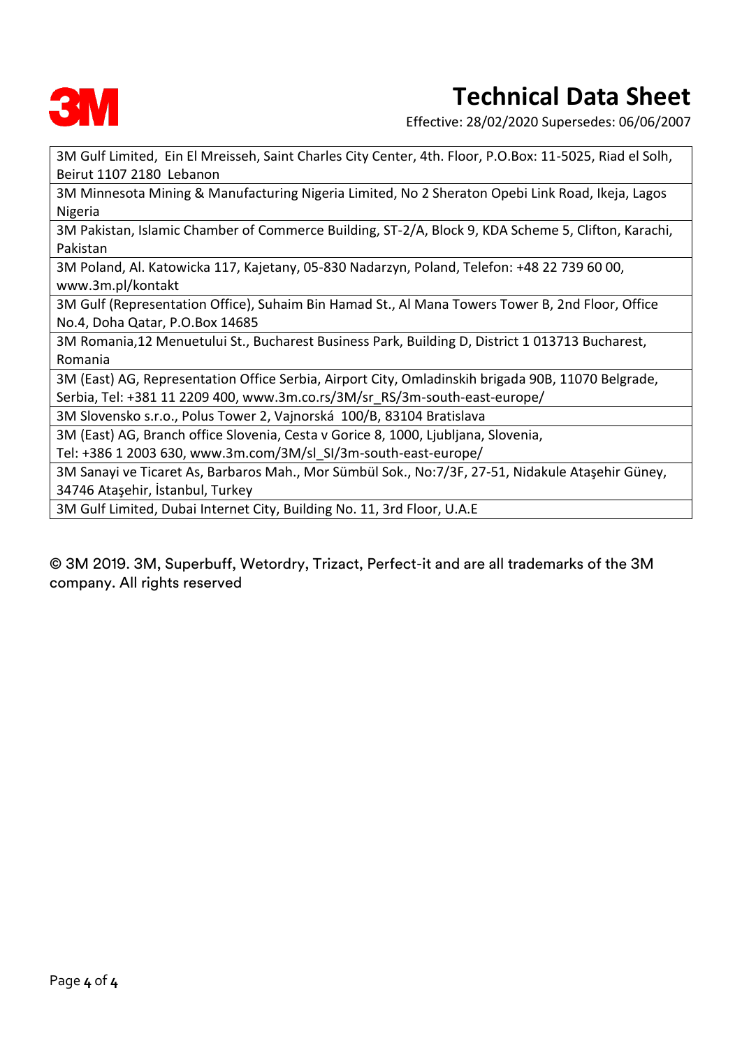| |
|---|
| 3M Gulf Limited, Ein El Mreisseh, Saint Charles City Center, 4th. Floor, P.O.Box: 11-5025, Riad el Solh, Beirut 1107 2180 Lebanon |
| 3M Minnesota Mining & Manufacturing Nigeria Limited, No 2 Sheraton Opebi Link Road, Ikeja, Lagos Nigeria |
| 3M Pakistan, Islamic Chamber of Commerce Building, ST-2/A, Block 9, KDA Scheme 5, Clifton, Karachi, Pakistan |
| 3M Poland, Al. Katowicka 117, Kajetany, 05-830 Nadarzyn, Poland, Telefon: +48 22 739 60 00, www.3m.pl/kontakt |
| 3M Gulf (Representation Office), Suhaim Bin Hamad St., Al Mana Towers Tower B, 2nd Floor, Office No.4, Doha Qatar, P.O.Box 14685 |
| 3M Romania,12 Menuetului St., Bucharest Business Park, Building D, District 1 013713 Bucharest, Romania |
| 3M (East) AG, Representation Office Serbia, Airport City, Omladinskih brigada 90B, 11070 Belgrade, Serbia, Tel: +381 11 2209 400, www.3m.co.rs/3M/sr_RS/3m-south-east-europe/ |
| 3M Slovensko s.r.o., Polus Tower 2, Vajnorská 100/B, 83104 Bratislava |
| 3M (East) AG, Branch office Slovenia, Cesta v Gorice 8, 1000, Ljubljana, Slovenia, Tel: +386 1 2003 630, www.3m.com/3M/sl_SI/3m-south-east-europe/ |
| 3M Sanayi ve Ticaret As, Barbaros Mah., Mor Sümbül Sok., No:7/3F, 27-51, Nidakule Ataşehir Güney, 34746 Ataşehir, İstanbul, Turkey |
| 3M Gulf Limited, Dubai Internet City, Building No. 11, 3rd Floor, U.A.E |

© 3M 2019. 3M, Superbuff, Wetordry, Trizact, Perfect-it and are all trademarks of the 3M company. All rights reserved